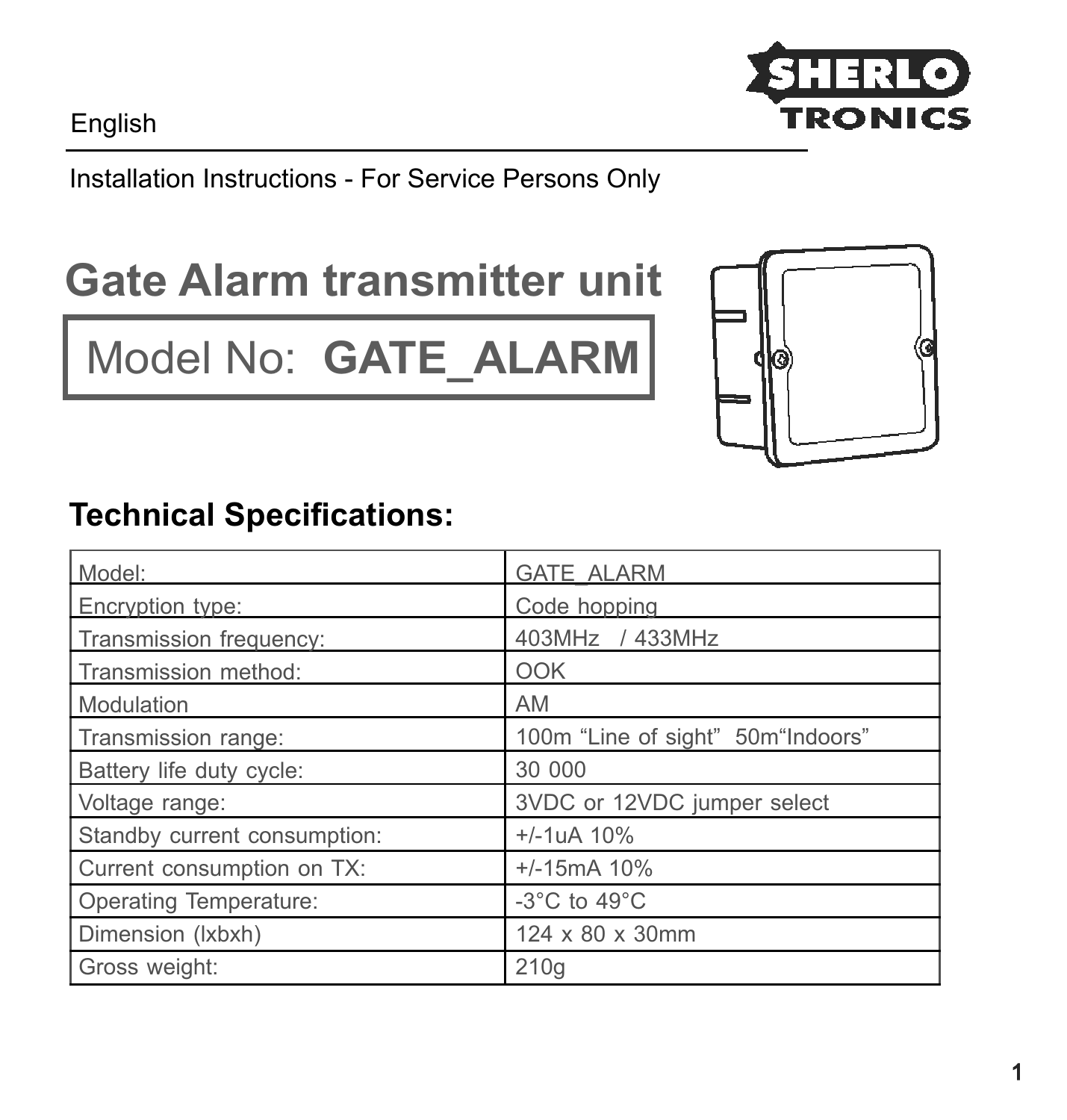English

Installation Instructions - For Service Persons Only

# Gate Alarm transmitter unit

## Model No: **GATE_ALARM**

## Technical Specifications:

| Model: | GATE_ALARM |
|---|---|
| Encryption type: | Code hopping |
| Transmission frequency: | 403MHz / 433MHz |
| Transmission method: | OOK |
| Modulation | AM |
| Transmission range: | 100m "Line of sight" 50m"Indoors" |
| Battery life duty cycle: | 30 000 |
| Voltage range: | 3VDC or 12VDC jumper select |
| Standby current consumption: | +/-1uA 10% |
| Current consumption on TX: | +/-15mA 10% |
| Operating Temperature: | -3°C to 49°C |
| Dimension (lxbxh) | 124 x 80 x 30mm |
| Gross weight: | 210g |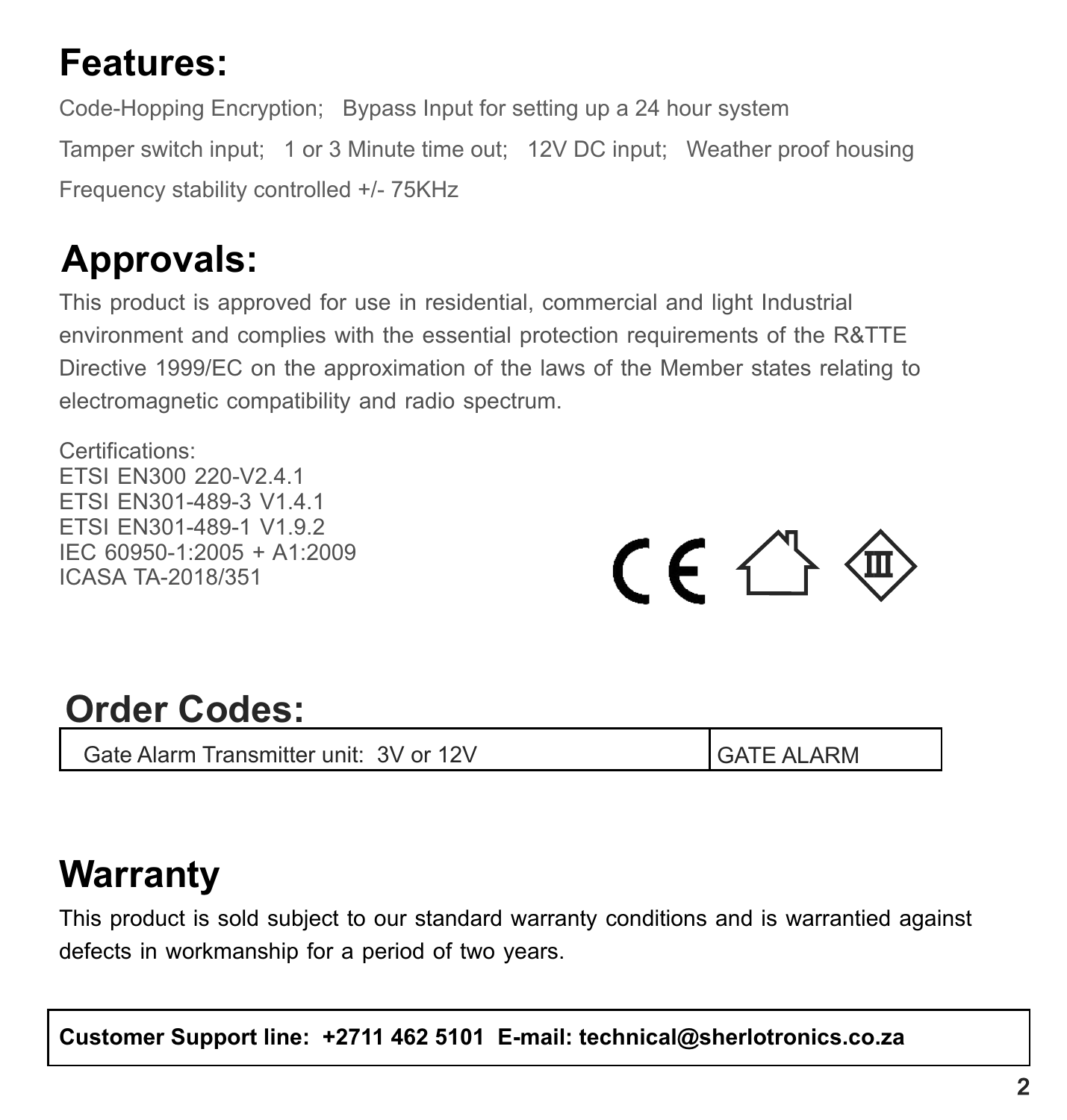## Features:

Code-Hopping Encryption; Bypass Input for setting up a 24 hour system

Tamper switch input; 1 or 3 Minute time out; 12V DC input; Weather proof housing

Frequency stability controlled +/- 75KHz

## Approvals:

This product is approved for use in residential, commercial and light Industrial environment and complies with the essential protection requirements of the R&TTE Directive 1999/EC on the approximation of the laws of the Member states relating to electromagnetic compatibility and radio spectrum.

Certifications:
ETSI EN300 220-V2.4.1
ETSI EN301-489-3 V1.4.1
ETSI EN301-489-1 V1.9.2
IEC 60950-1:2005 + A1:2009
ICASA TA-2018/351

## Order Codes:

| Gate Alarm Transmitter unit: 3V or 12V | GATE ALARM |
|---|---|

## Warranty

This product is sold subject to our standard warranty conditions and is warrantied against defects in workmanship for a period of two years.

**Customer Support line: +2711 462 5101 E-mail: technical@sherlotronics.co.za**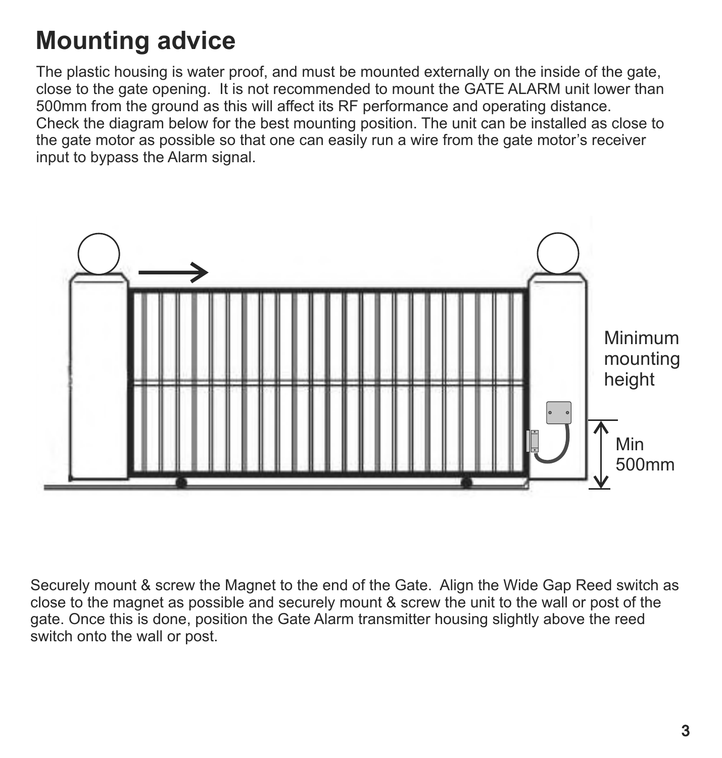# Mounting advice

The plastic housing is water proof, and must be mounted externally on the inside of the gate, close to the gate opening. It is not recommended to mount the GATE ALARM unit lower than 500mm from the ground as this will affect its RF performance and operating distance. Check the diagram below for the best mounting position. The unit can be installed as close to the gate motor as possible so that one can easily run a wire from the gate motor's receiver input to bypass the Alarm signal.

Minimum mounting height

Min 500mm

Securely mount & screw the Magnet to the end of the Gate. Align the Wide Gap Reed switch as close to the magnet as possible and securely mount & screw the unit to the wall or post of the gate. Once this is done, position the Gate Alarm transmitter housing slightly above the reed switch onto the wall or post.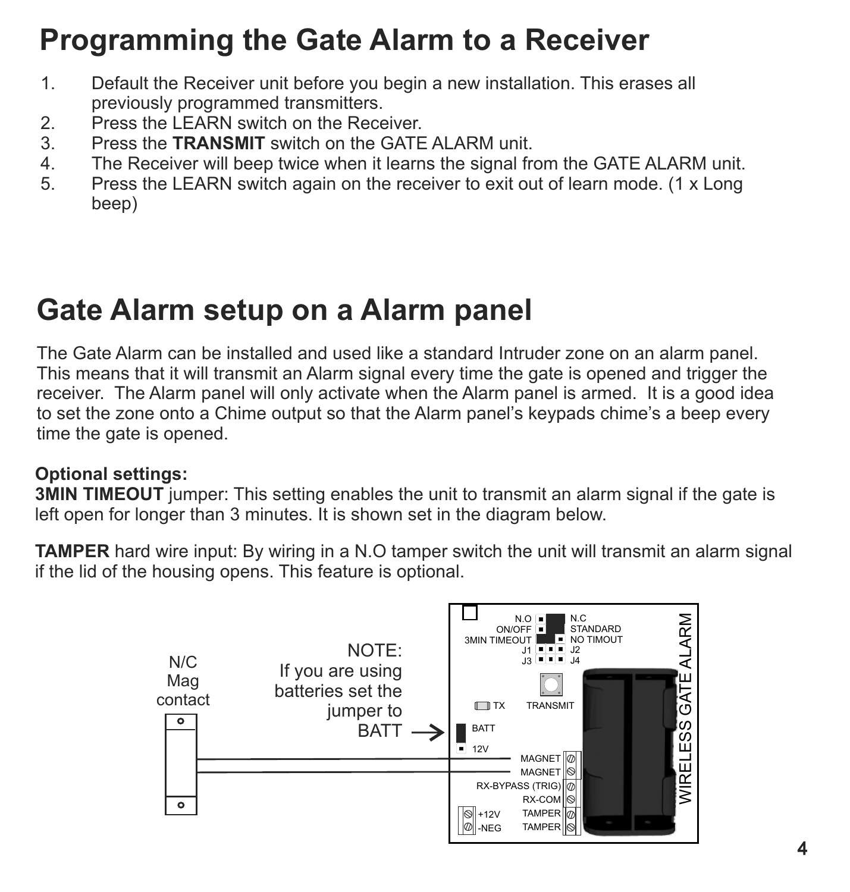# Programming the Gate Alarm to a Receiver

1. Default the Receiver unit before you begin a new installation. This erases all previously programmed transmitters.
2. Press the LEARN switch on the Receiver.
3. Press the **TRANSMIT** switch on the GATE ALARM unit.
4. The Receiver will beep twice when it learns the signal from the GATE ALARM unit.
5. Press the LEARN switch again on the receiver to exit out of learn mode. (1 x Long beep)

# Gate Alarm setup on a Alarm panel

The Gate Alarm can be installed and used like a standard Intruder zone on an alarm panel. This means that it will transmit an Alarm signal every time the gate is opened and trigger the receiver. The Alarm panel will only activate when the Alarm panel is armed. It is a good idea to set the zone onto a Chime output so that the Alarm panel's keypads chime's a beep every time the gate is opened.

**Optional settings:**
**3MIN TIMEOUT** jumper: This setting enables the unit to transmit an alarm signal if the gate is left open for longer than 3 minutes. It is shown set in the diagram below.

**TAMPER** hard wire input: By wiring in a N.O tamper switch the unit will transmit an alarm signal if the lid of the housing opens. This feature is optional.

N/C Mag contact

NOTE: If you are using batteries set the jumper to BATT

N.O | N.C
ON/OFF | STANDARD
3MIN TIMEOUT | NO TIMOUT
J1 | J2
J3 | J4

TX | TRANSMIT

BATT
12V

MAGNET
MAGNET
RX-BYPASS (TRIG)
RX-COM
TAMPER
TAMPER

+12V
-NEG

WIRELESS GATE ALARM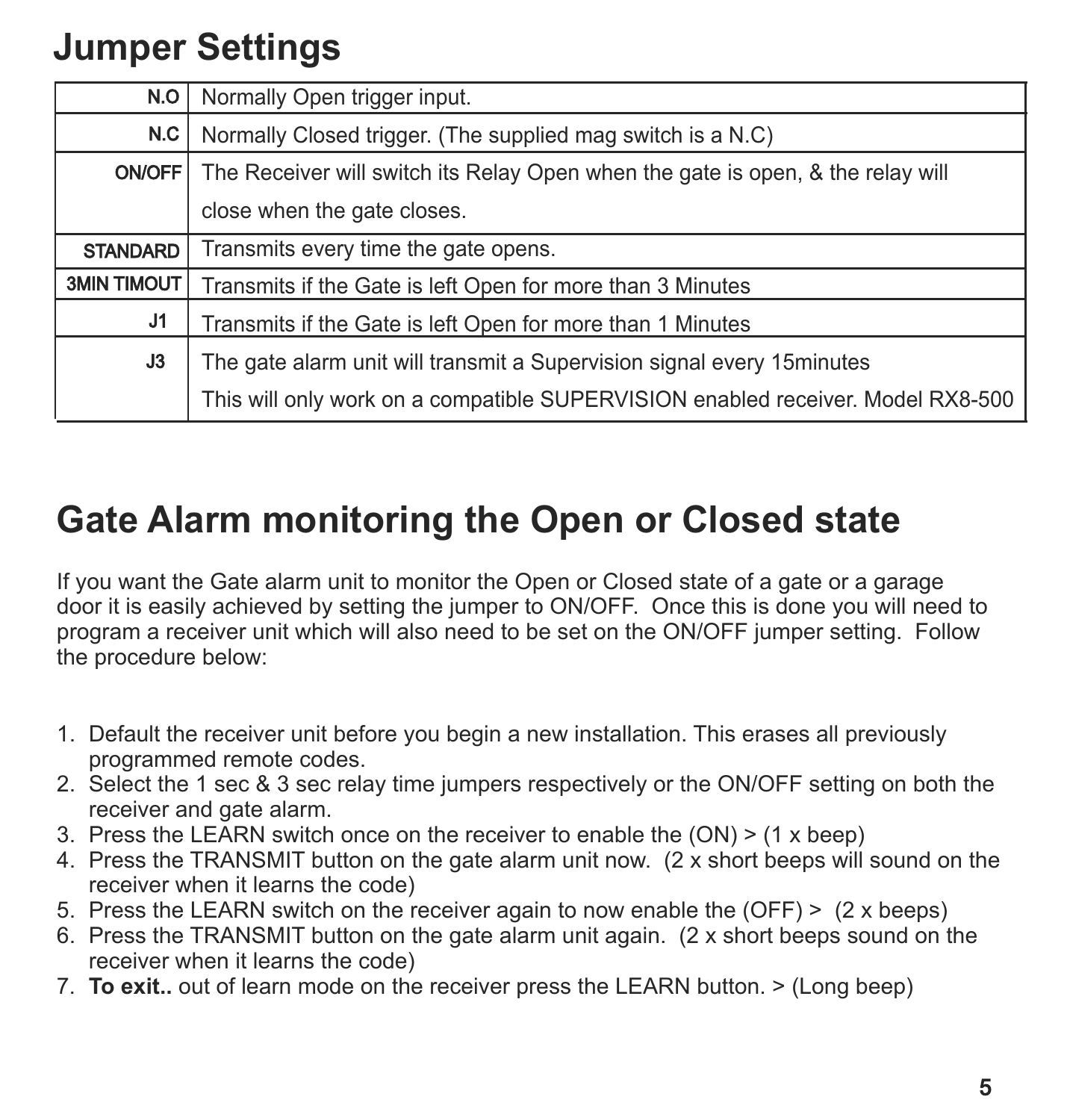# Jumper Settings

| | |
|---|---|
| N.O | Normally Open trigger input. |
| N.C | Normally Closed trigger. (The supplied mag switch is a N.C) |
| ON/OFF | The Receiver will switch its Relay Open when the gate is open, & the relay will close when the gate closes. |
| STANDARD | Transmits every time the gate opens. |
| 3MIN TIMOUT | Transmits if the Gate is left Open for more than 3 Minutes |
| J1 | Transmits if the Gate is left Open for more than 1 Minutes |
| J3 | The gate alarm unit will transmit a Supervision signal every 15minutes<br>This will only work on a compatible SUPERVISION enabled receiver. Model RX8-500 |

# Gate Alarm monitoring the Open or Closed state

If you want the Gate alarm unit to monitor the Open or Closed state of a gate or a garage door it is easily achieved by setting the jumper to ON/OFF. Once this is done you will need to program a receiver unit which will also need to be set on the ON/OFF jumper setting. Follow the procedure below:

1. Default the receiver unit before you begin a new installation. This erases all previously programmed remote codes.
2. Select the 1 sec & 3 sec relay time jumpers respectively or the ON/OFF setting on both the receiver and gate alarm.
3. Press the LEARN switch once on the receiver to enable the (ON) > (1 x beep)
4. Press the TRANSMIT button on the gate alarm unit now. (2 x short beeps will sound on the receiver when it learns the code)
5. Press the LEARN switch on the receiver again to now enable the (OFF) > (2 x beeps)
6. Press the TRANSMIT button on the gate alarm unit again. (2 x short beeps sound on the receiver when it learns the code)
7. **To exit..** out of learn mode on the receiver press the LEARN button. > (Long beep)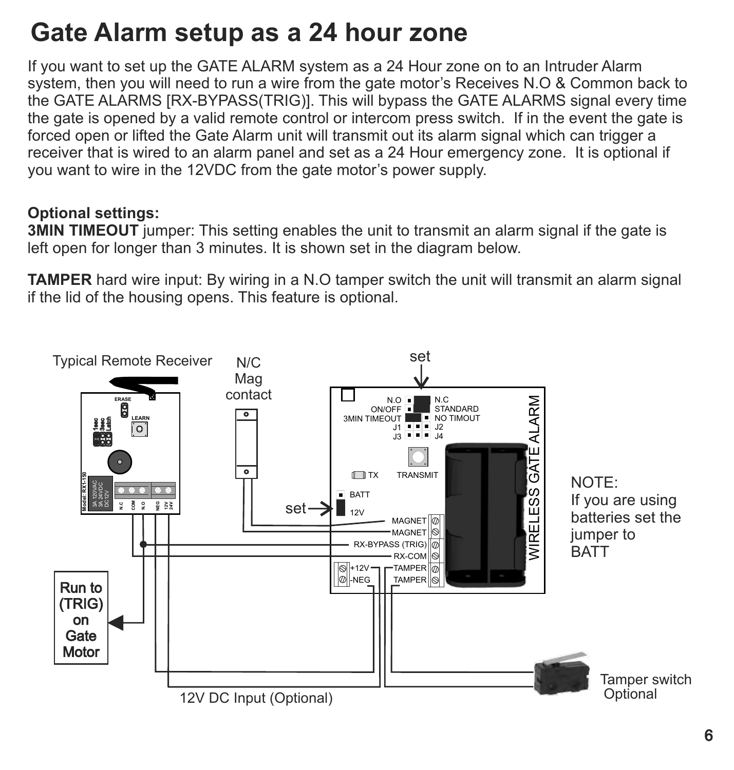# Gate Alarm setup as a 24 hour zone

If you want to set up the GATE ALARM system as a 24 Hour zone on to an Intruder Alarm system, then you will need to run a wire from the gate motor's Receives N.O & Common back to the GATE ALARMS [RX-BYPASS(TRIG)]. This will bypass the GATE ALARMS signal every time the gate is opened by a valid remote control or intercom press switch. If in the event the gate is forced open or lifted the Gate Alarm unit will transmit out its alarm signal which can trigger a receiver that is wired to an alarm panel and set as a 24 Hour emergency zone. It is optional if you want to wire in the 12VDC from the gate motor's power supply.

**Optional settings:**
**3MIN TIMEOUT** jumper: This setting enables the unit to transmit an alarm signal if the gate is left open for longer than 3 minutes. It is shown set in the diagram below.

**TAMPER** hard wire input: By wiring in a N.O tamper switch the unit will transmit an alarm signal if the lid of the housing opens. This feature is optional.

Typical Remote Receiver

ERASE
LEARN
1sec
3sec
Latch
Model: RX1-150
3A 120VAC
3A 24VDC
DC12V
N.C
COM
N.O
NEG
12V
24V

N/C
Mag
contact

set

N.O
ON/OFF
3MIN TIMEOUT
J1
J3
N.C
STANDARD
NO TIMOUT
J2
J4
TX
TRANSMIT
BATT
12V
set
MAGNET
MAGNET
RX-BYPASS (TRIG)
RX-COM
+12V
-NEG
TAMPER
TAMPER
WIRELESS GATE ALARM

NOTE:
If you are using batteries set the jumper to BATT

Run to (TRIG) on Gate Motor

12V DC Input (Optional)

Tamper switch
Optional